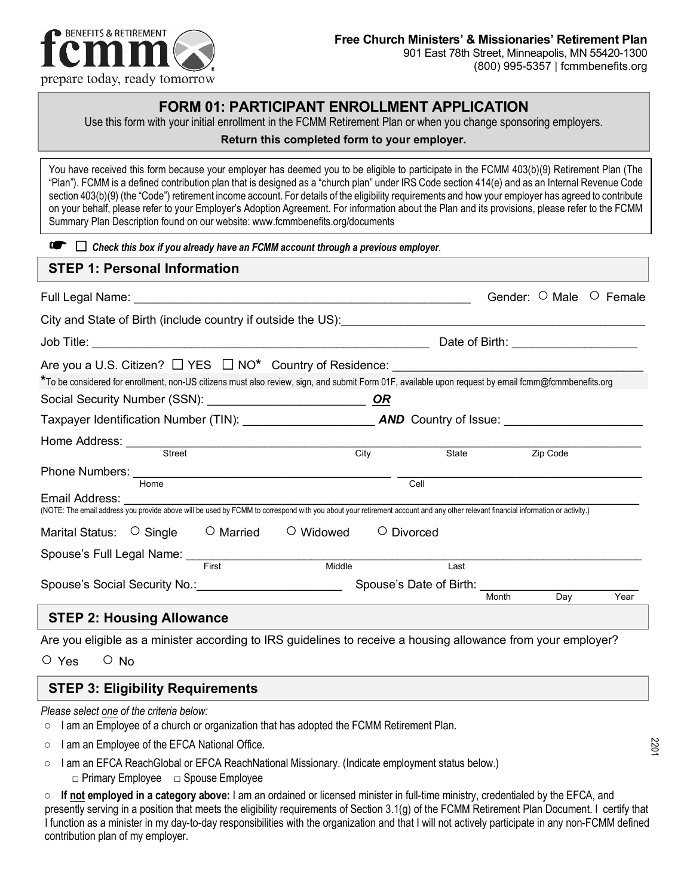fcmm BENEFITS & RETIREMENT
prepare today, ready tomorrow

**Free Church Ministers' & Missionaries' Retirement Plan**
901 East 78th Street, Minneapolis, MN 55420-1300
(800) 995-5357 | fcmmbenefits.org

# FORM 01: PARTICIPANT ENROLLMENT APPLICATION

Use this form with your initial enrollment in the FCMM Retirement Plan or when you change sponsoring employers.

**Return this completed form to your employer.**

You have received this form because your employer has deemed you to be eligible to participate in the FCMM 403(b)(9) Retirement Plan (The "Plan"). FCMM is a defined contribution plan that is designed as a "church plan" under IRS Code section 414(e) and as an Internal Revenue Code section 403(b)(9) (the "Code") retirement income account. For details of the eligibility requirements and how your employer has agreed to contribute on your behalf, please refer to your Employer's Adoption Agreement. For information about the Plan and its provisions, please refer to the FCMM Summary Plan Description found on our website: www.fcmmbenefits.org/documents

☐ ***Check this box if you already have an FCMM account through a previous employer.***

## STEP 1: Personal Information

Full Legal Name: ____________________ Gender: ○ Male ○ Female

City and State of Birth (include country if outside the US): ____________________

Job Title: ____________________ Date of Birth: ____________________

Are you a U.S. Citizen? ☐ YES ☐ NO* Country of Residence: ____________________

*To be considered for enrollment, non-US citizens must also review, sign, and submit Form 01F, available upon request by email fcmm@fcmmbenefits.org

Social Security Number (SSN): ____________________ ***OR***

Taxpayer Identification Number (TIN): ____________________ ***AND*** Country of Issue: ____________________

Home Address: ____________________
Street City State Zip Code

Phone Numbers: ____________________ ____________________
Home Cell

Email Address: ____________________
(NOTE: The email address you provide above will be used by FCMM to correspond with you about your retirement account and any other relevant financial information or activity.)

Marital Status: ○ Single ○ Married ○ Widowed ○ Divorced

Spouse's Full Legal Name: ____________________
First Middle Last

Spouse's Social Security No.: ____________________ Spouse's Date of Birth: ____________________
Month Day Year

## STEP 2: Housing Allowance

Are you eligible as a minister according to IRS guidelines to receive a housing allowance from your employer?

○ Yes ○ No

## STEP 3: Eligibility Requirements

*Please select one of the criteria below:*

- ○ I am an Employee of a church or organization that has adopted the FCMM Retirement Plan.
- ○ I am an Employee of the EFCA National Office.
- ○ I am an EFCA ReachGlobal or EFCA ReachNational Missionary. (Indicate employment status below.)
  - □ Primary Employee □ Spouse Employee
- ○ **If not employed in a category above:** I am an ordained or licensed minister in full-time ministry, credentialed by the EFCA, and presently serving in a position that meets the eligibility requirements of Section 3.1(g) of the FCMM Retirement Plan Document. I certify that I function as a minister in my day-to-day responsibilities with the organization and that I will not actively participate in any non-FCMM defined contribution plan of my employer.

2201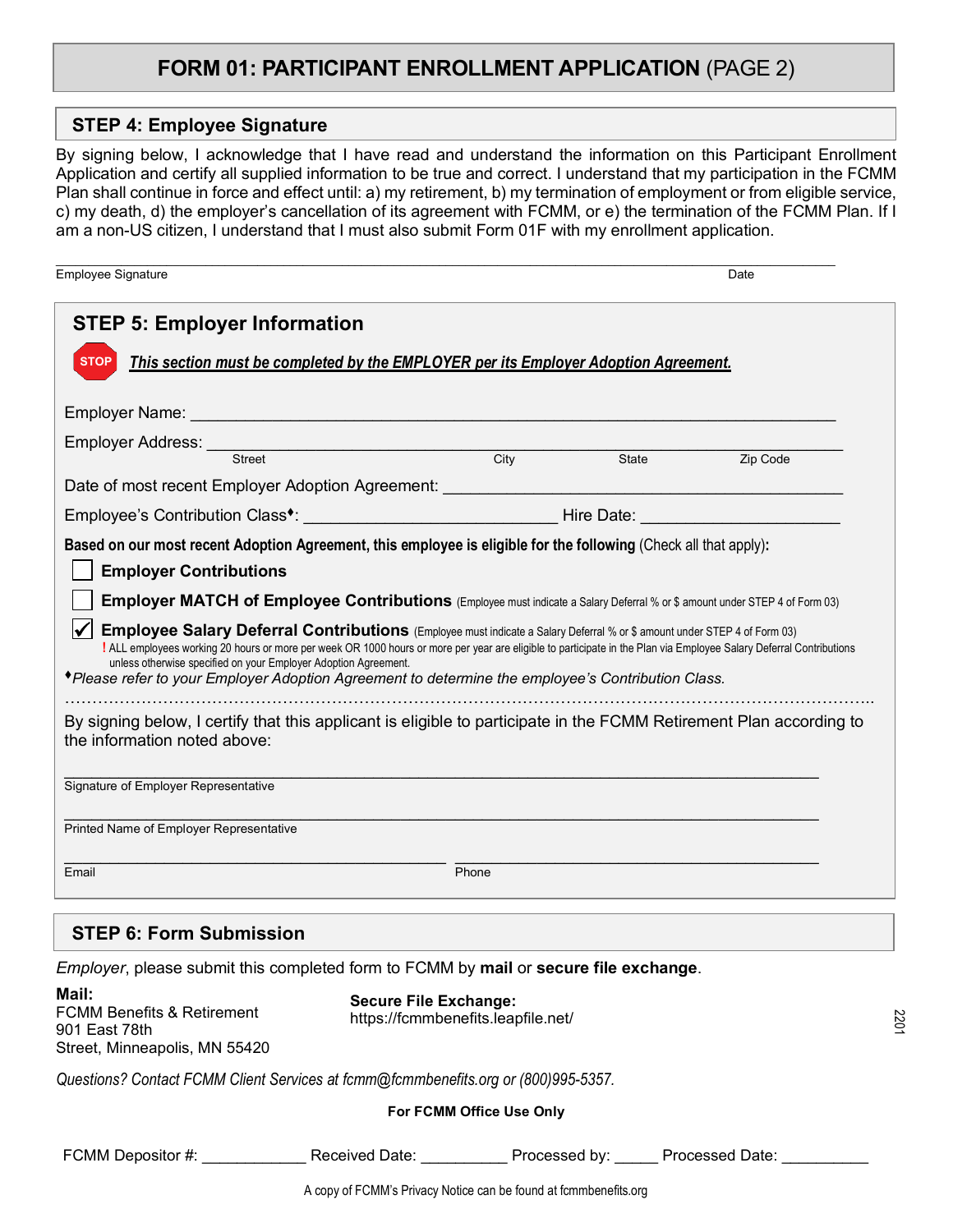# FORM 01: PARTICIPANT ENROLLMENT APPLICATION (PAGE 2)

## STEP 4: Employee Signature

By signing below, I acknowledge that I have read and understand the information on this Participant Enrollment Application and certify all supplied information to be true and correct. I understand that my participation in the FCMM Plan shall continue in force and effect until: a) my retirement, b) my termination of employment or from eligible service, c) my death, d) the employer's cancellation of its agreement with FCMM, or e) the termination of the FCMM Plan. If I am a non-US citizen, I understand that I must also submit Form 01F with my enrollment application.

\_\_\_\_\_\_\_\_\_\_\_\_\_\_\_\_\_\_\_\_\_\_\_\_\_\_\_\_\_\_\_\_\_\_\_\_\_\_\_\_\_\_\_\_\_\_\_\_\_\_\_\_\_\_\_\_\_\_\_\_\_\_\_\_\_\_\_\_\_\_\_\_\_\_
Employee Signature Date

## STEP 5: Employer Information

STOP ***This section must be completed by the EMPLOYER per its Employer Adoption Agreement.***

Employer Name: \_\_\_\_\_\_\_\_\_\_\_\_\_\_\_\_\_\_\_\_\_\_\_\_\_\_\_\_\_\_\_\_\_\_\_\_\_\_\_\_\_\_\_\_\_\_\_\_\_\_\_\_\_\_\_\_\_\_\_\_

Employer Address: \_\_\_\_\_\_\_\_\_\_\_\_\_\_\_\_\_\_\_\_\_\_\_\_\_\_\_\_\_\_\_\_\_\_\_\_\_\_\_\_\_\_\_\_\_\_\_\_\_\_\_\_\_\_\_\_\_\_
Street City State Zip Code

Date of most recent Employer Adoption Agreement: \_\_\_\_\_\_\_\_\_\_\_\_\_\_\_\_\_\_\_\_\_\_\_\_\_\_\_\_\_\_\_\_\_\_

Employee's Contribution Class♦: \_\_\_\_\_\_\_\_\_\_\_\_\_\_\_\_\_\_\_\_\_\_\_\_ Hire Date: \_\_\_\_\_\_\_\_\_\_\_\_\_\_\_\_\_\_

**Based on our most recent Adoption Agreement, this employee is eligible for the following** (Check all that apply)**:**

- ☐ **Employer Contributions**
- ☐ **Employer MATCH of Employee Contributions** (Employee must indicate a Salary Deferral % or $ amount under STEP 4 of Form 03)
- ☑ **Employee Salary Deferral Contributions** (Employee must indicate a Salary Deferral % or $ amount under STEP 4 of Form 03)
  ! ALL employees working 20 hours or more per week OR 1000 hours or more per year are eligible to participate in the Plan via Employee Salary Deferral Contributions unless otherwise specified on your Employer Adoption Agreement.

♦*Please refer to your Employer Adoption Agreement to determine the employee's Contribution Class.*

By signing below, I certify that this applicant is eligible to participate in the FCMM Retirement Plan according to the information noted above:

\_\_\_\_\_\_\_\_\_\_\_\_\_\_\_\_\_\_\_\_\_\_\_\_\_\_\_\_\_\_\_\_\_\_\_\_\_\_\_\_\_\_\_\_\_\_\_\_\_\_\_\_\_\_\_\_\_\_\_\_\_\_\_\_\_\_\_\_\_\_\_\_
Signature of Employer Representative

\_\_\_\_\_\_\_\_\_\_\_\_\_\_\_\_\_\_\_\_\_\_\_\_\_\_\_\_\_\_\_\_\_\_\_\_\_\_\_\_\_\_\_\_\_\_\_\_\_\_\_\_\_\_\_\_\_\_\_\_\_\_\_\_\_\_\_\_\_\_\_\_
Printed Name of Employer Representative

\_\_\_\_\_\_\_\_\_\_\_\_\_\_\_\_\_\_\_\_\_\_\_\_\_\_\_\_\_\_\_\_\_\_\_\_ \_\_\_\_\_\_\_\_\_\_\_\_\_\_\_\_\_\_\_\_\_\_\_\_\_\_\_\_\_\_\_\_\_\_\_\_
Email Phone

## STEP 6: Form Submission

*Employer*, please submit this completed form to FCMM by **mail** or **secure file exchange**.

**Mail:**
FCMM Benefits & Retirement
901 East 78th
Street, Minneapolis, MN 55420

**Secure File Exchange:**
https://fcmmbenefits.leapfile.net/

*Questions? Contact FCMM Client Services at fcmm@fcmmbenefits.org or (800)995-5357.*

**For FCMM Office Use Only**

FCMM Depositor #: \_\_\_\_\_\_\_\_\_\_ Received Date: \_\_\_\_\_\_\_\_\_ Processed by: \_\_\_\_\_ Processed Date: \_\_\_\_\_\_\_\_\_

A copy of FCMM's Privacy Notice can be found at fcmmbenefits.org

2201